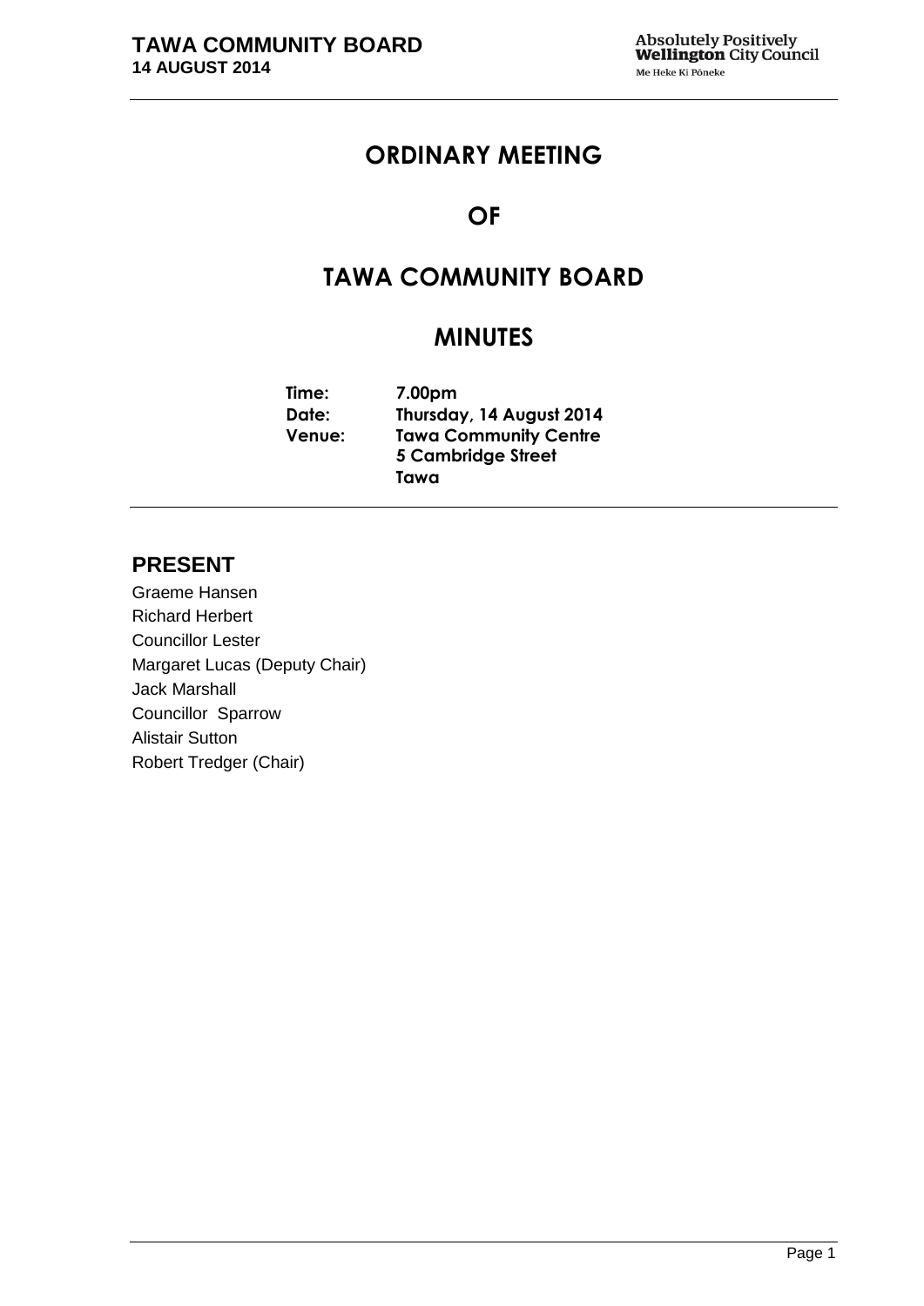# ORDINARY MEETING

# OF

# TAWA COMMUNITY BOARD

# MINUTES

**Time:** 7.00pm
**Date:** Thursday, 14 August 2014
**Venue:** Tawa Community Centre
5 Cambridge Street
Tawa

## PRESENT

Graeme Hansen
Richard Herbert
Councillor Lester
Margaret Lucas (Deputy Chair)
Jack Marshall
Councillor Sparrow
Alistair Sutton
Robert Tredger (Chair)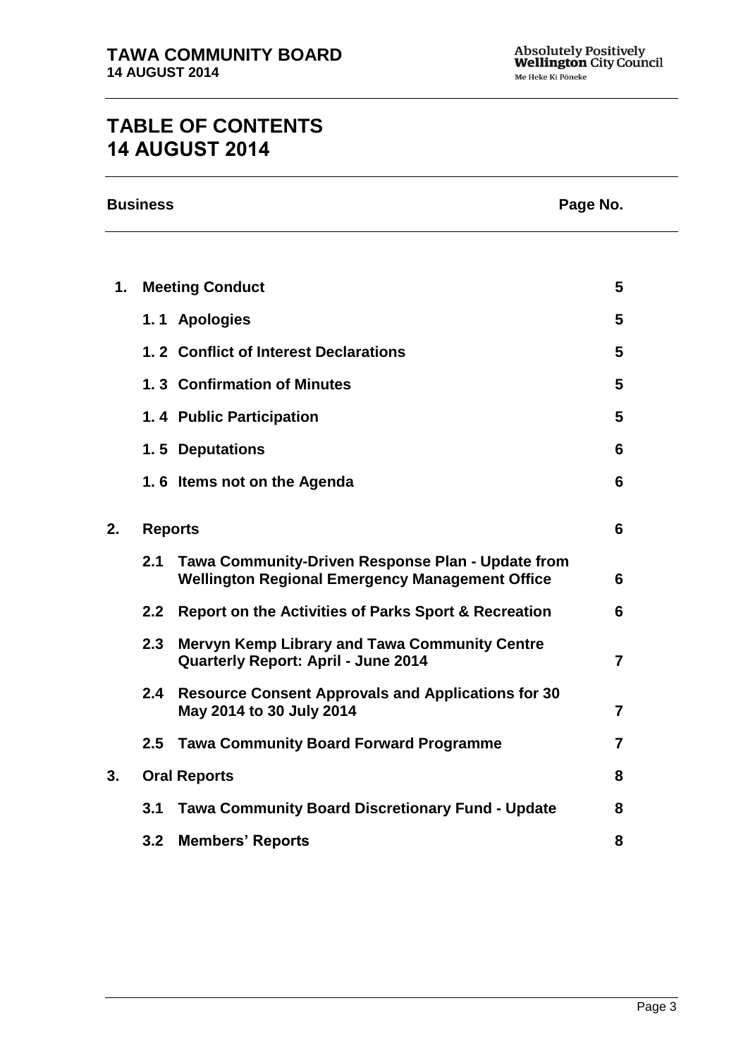# TABLE OF CONTENTS
# 14 AUGUST 2014

| Business | | Page No. |
|---|---|---|
| **1.** | **Meeting Conduct** | **5** |
| | **1. 1 Apologies** | **5** |
| | **1. 2 Conflict of Interest Declarations** | **5** |
| | **1. 3 Confirmation of Minutes** | **5** |
| | **1. 4 Public Participation** | **5** |
| | **1. 5 Deputations** | **6** |
| | **1. 6 Items not on the Agenda** | **6** |
| **2.** | **Reports** | **6** |
| | **2.1 Tawa Community-Driven Response Plan - Update from Wellington Regional Emergency Management Office** | **6** |
| | **2.2 Report on the Activities of Parks Sport & Recreation** | **6** |
| | **2.3 Mervyn Kemp Library and Tawa Community Centre Quarterly Report: April - June 2014** | **7** |
| | **2.4 Resource Consent Approvals and Applications for 30 May 2014 to 30 July 2014** | **7** |
| | **2.5 Tawa Community Board Forward Programme** | **7** |
| **3.** | **Oral Reports** | **8** |
| | **3.1 Tawa Community Board Discretionary Fund - Update** | **8** |
| | **3.2 Members' Reports** | **8** |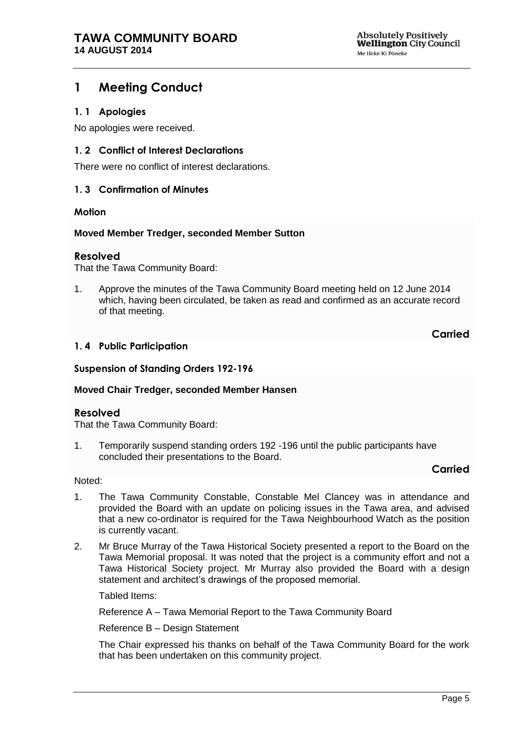# 1 Meeting Conduct

## 1. 1 Apologies

No apologies were received.

## 1. 2 Conflict of Interest Declarations

There were no conflict of interest declarations.

## 1. 3 Confirmation of Minutes

**Motion**

**Moved Member Tredger, seconded Member Sutton**

**Resolved**

That the Tawa Community Board:

1. Approve the minutes of the Tawa Community Board meeting held on 12 June 2014 which, having been circulated, be taken as read and confirmed as an accurate record of that meeting.

**Carried**

## 1. 4 Public Participation

**Suspension of Standing Orders 192-196**

**Moved Chair Tredger, seconded Member Hansen**

**Resolved**

That the Tawa Community Board:

1. Temporarily suspend standing orders 192 -196 until the public participants have concluded their presentations to the Board.

**Carried**

Noted:

1. The Tawa Community Constable, Constable Mel Clancey was in attendance and provided the Board with an update on policing issues in the Tawa area, and advised that a new co-ordinator is required for the Tawa Neighbourhood Watch as the position is currently vacant.
2. Mr Bruce Murray of the Tawa Historical Society presented a report to the Board on the Tawa Memorial proposal. It was noted that the project is a community effort and not a Tawa Historical Society project. Mr Murray also provided the Board with a design statement and architect's drawings of the proposed memorial.

   Tabled Items:

   Reference A – Tawa Memorial Report to the Tawa Community Board

   Reference B – Design Statement

   The Chair expressed his thanks on behalf of the Tawa Community Board for the work that has been undertaken on this community project.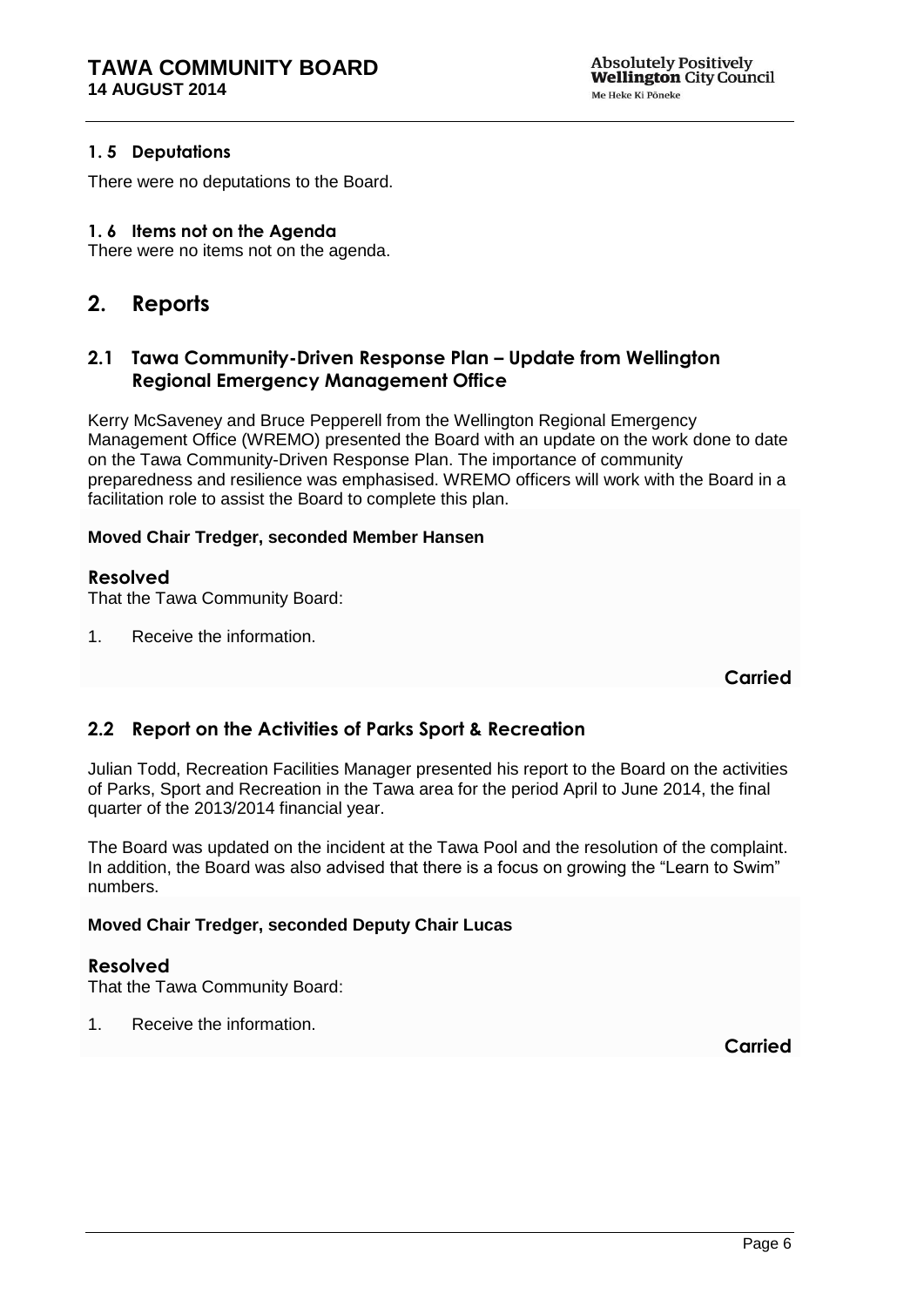### 1. 5 Deputations

There were no deputations to the Board.

### 1. 6 Items not on the Agenda

There were no items not on the agenda.

## 2. Reports

### 2.1 Tawa Community-Driven Response Plan – Update from Wellington Regional Emergency Management Office

Kerry McSaveney and Bruce Pepperell from the Wellington Regional Emergency Management Office (WREMO) presented the Board with an update on the work done to date on the Tawa Community-Driven Response Plan. The importance of community preparedness and resilience was emphasised. WREMO officers will work with the Board in a facilitation role to assist the Board to complete this plan.

**Moved Chair Tredger, seconded Member Hansen**

**Resolved**

That the Tawa Community Board:

1. Receive the information.

**Carried**

### 2.2 Report on the Activities of Parks Sport & Recreation

Julian Todd, Recreation Facilities Manager presented his report to the Board on the activities of Parks, Sport and Recreation in the Tawa area for the period April to June 2014, the final quarter of the 2013/2014 financial year.

The Board was updated on the incident at the Tawa Pool and the resolution of the complaint. In addition, the Board was also advised that there is a focus on growing the "Learn to Swim" numbers.

**Moved Chair Tredger, seconded Deputy Chair Lucas**

**Resolved**

That the Tawa Community Board:

1. Receive the information.

**Carried**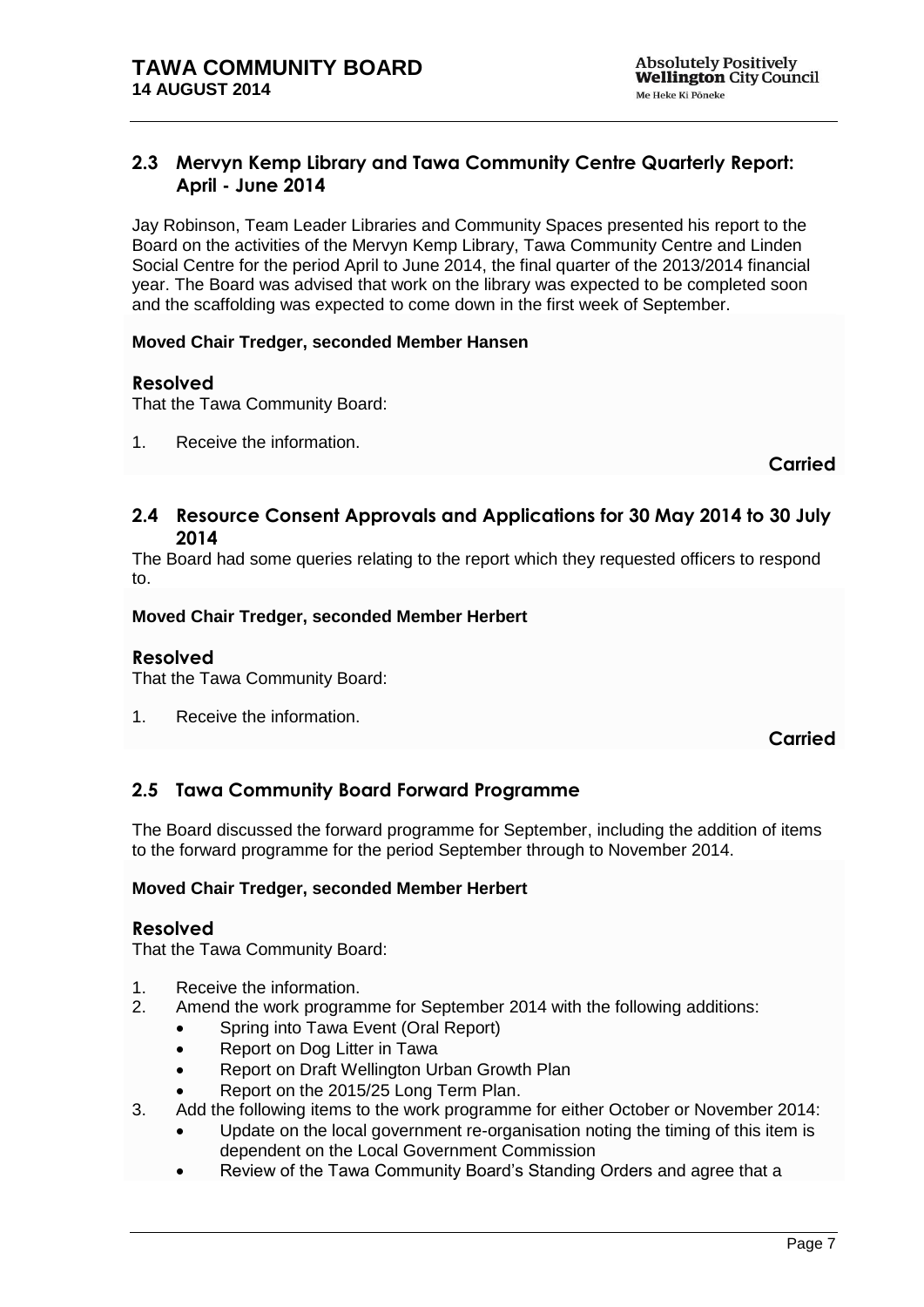## 2.3 Mervyn Kemp Library and Tawa Community Centre Quarterly Report: April - June 2014

Jay Robinson, Team Leader Libraries and Community Spaces presented his report to the Board on the activities of the Mervyn Kemp Library, Tawa Community Centre and Linden Social Centre for the period April to June 2014, the final quarter of the 2013/2014 financial year. The Board was advised that work on the library was expected to be completed soon and the scaffolding was expected to come down in the first week of September.

**Moved Chair Tredger, seconded Member Hansen**

### Resolved

That the Tawa Community Board:

1. Receive the information.

**Carried**

## 2.4 Resource Consent Approvals and Applications for 30 May 2014 to 30 July 2014

The Board had some queries relating to the report which they requested officers to respond to.

**Moved Chair Tredger, seconded Member Herbert**

### Resolved

That the Tawa Community Board:

1. Receive the information.

**Carried**

## 2.5 Tawa Community Board Forward Programme

The Board discussed the forward programme for September, including the addition of items to the forward programme for the period September through to November 2014.

**Moved Chair Tredger, seconded Member Herbert**

### Resolved

That the Tawa Community Board:

1. Receive the information.
2. Amend the work programme for September 2014 with the following additions:
   - Spring into Tawa Event (Oral Report)
   - Report on Dog Litter in Tawa
   - Report on Draft Wellington Urban Growth Plan
   - Report on the 2015/25 Long Term Plan.
3. Add the following items to the work programme for either October or November 2014:
   - Update on the local government re-organisation noting the timing of this item is dependent on the Local Government Commission
   - Review of the Tawa Community Board's Standing Orders and agree that a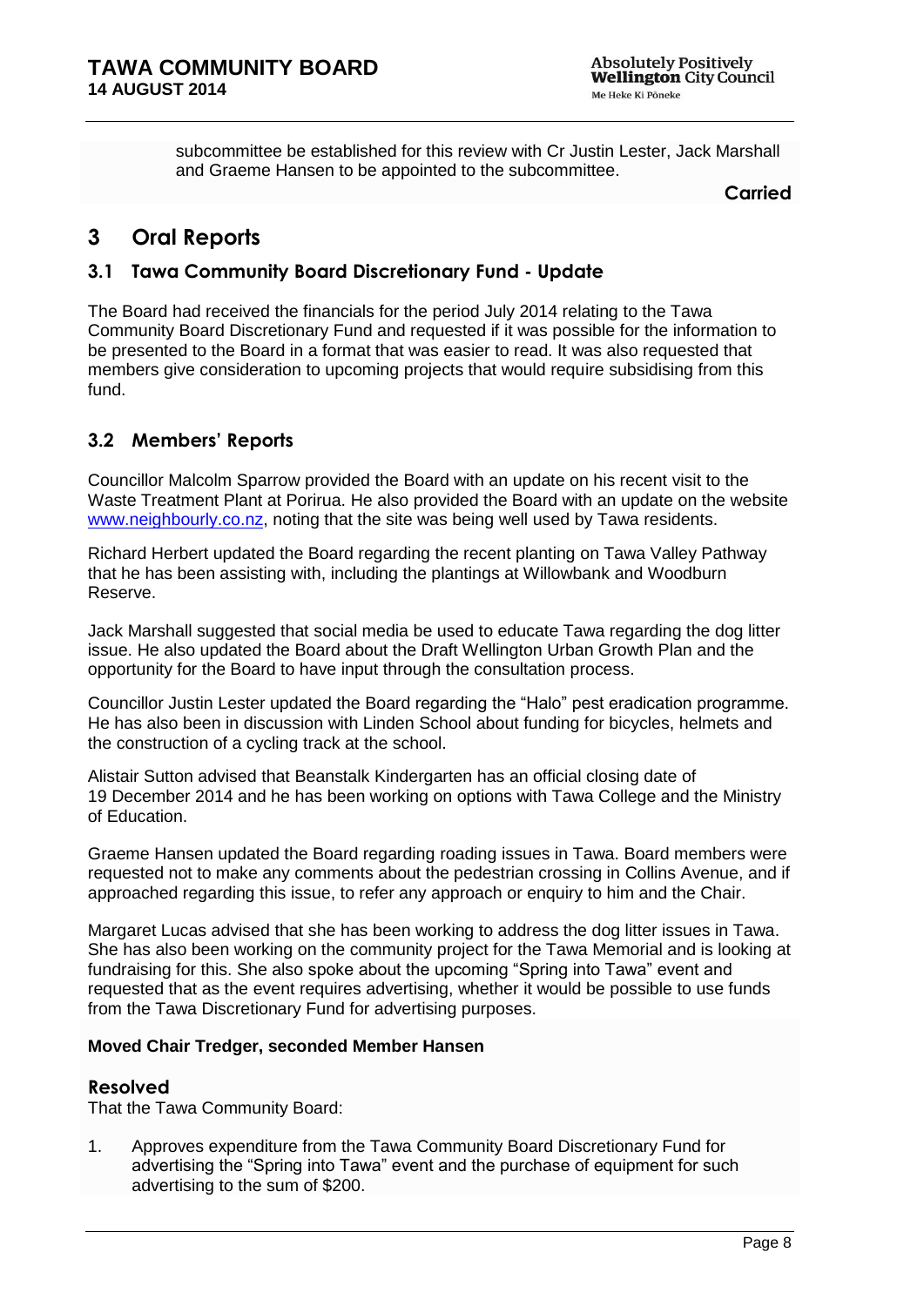subcommittee be established for this review with Cr Justin Lester, Jack Marshall and Graeme Hansen to be appointed to the subcommittee.

**Carried**

# 3 Oral Reports

## 3.1 Tawa Community Board Discretionary Fund - Update

The Board had received the financials for the period July 2014 relating to the Tawa Community Board Discretionary Fund and requested if it was possible for the information to be presented to the Board in a format that was easier to read. It was also requested that members give consideration to upcoming projects that would require subsidising from this fund.

## 3.2 Members' Reports

Councillor Malcolm Sparrow provided the Board with an update on his recent visit to the Waste Treatment Plant at Porirua. He also provided the Board with an update on the website www.neighbourly.co.nz, noting that the site was being well used by Tawa residents.

Richard Herbert updated the Board regarding the recent planting on Tawa Valley Pathway that he has been assisting with, including the plantings at Willowbank and Woodburn Reserve.

Jack Marshall suggested that social media be used to educate Tawa regarding the dog litter issue. He also updated the Board about the Draft Wellington Urban Growth Plan and the opportunity for the Board to have input through the consultation process.

Councillor Justin Lester updated the Board regarding the "Halo" pest eradication programme. He has also been in discussion with Linden School about funding for bicycles, helmets and the construction of a cycling track at the school.

Alistair Sutton advised that Beanstalk Kindergarten has an official closing date of 19 December 2014 and he has been working on options with Tawa College and the Ministry of Education.

Graeme Hansen updated the Board regarding roading issues in Tawa. Board members were requested not to make any comments about the pedestrian crossing in Collins Avenue, and if approached regarding this issue, to refer any approach or enquiry to him and the Chair.

Margaret Lucas advised that she has been working to address the dog litter issues in Tawa. She has also been working on the community project for the Tawa Memorial and is looking at fundraising for this. She also spoke about the upcoming "Spring into Tawa" event and requested that as the event requires advertising, whether it would be possible to use funds from the Tawa Discretionary Fund for advertising purposes.

**Moved Chair Tredger, seconded Member Hansen**

### Resolved

That the Tawa Community Board:

1. Approves expenditure from the Tawa Community Board Discretionary Fund for advertising the "Spring into Tawa" event and the purchase of equipment for such advertising to the sum of $200.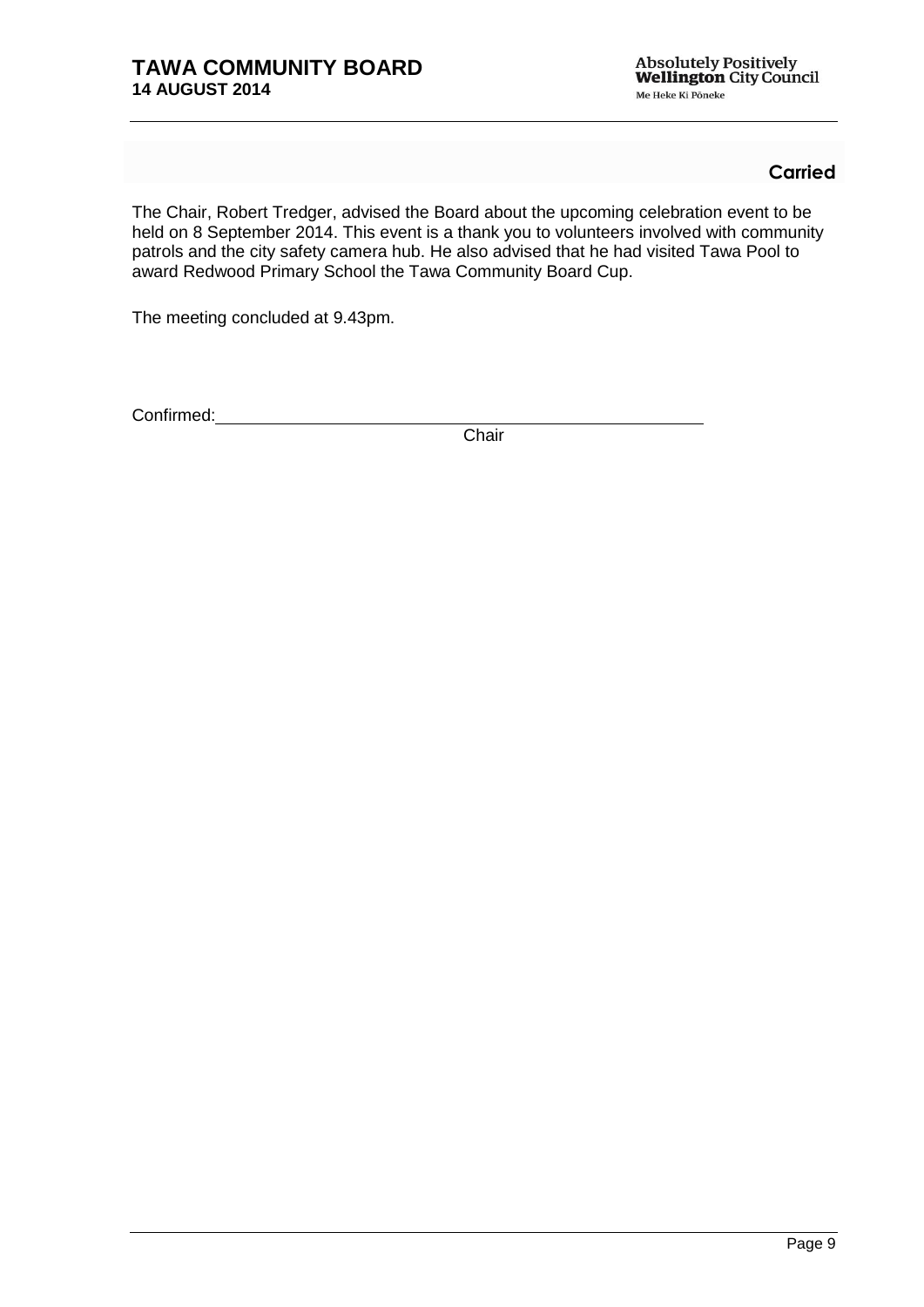**Carried**

The Chair, Robert Tredger, advised the Board about the upcoming celebration event to be held on 8 September 2014. This event is a thank you to volunteers involved with community patrols and the city safety camera hub. He also advised that he had visited Tawa Pool to award Redwood Primary School the Tawa Community Board Cup.

The meeting concluded at 9.43pm.

Confirmed: ______________________________________________

Chair